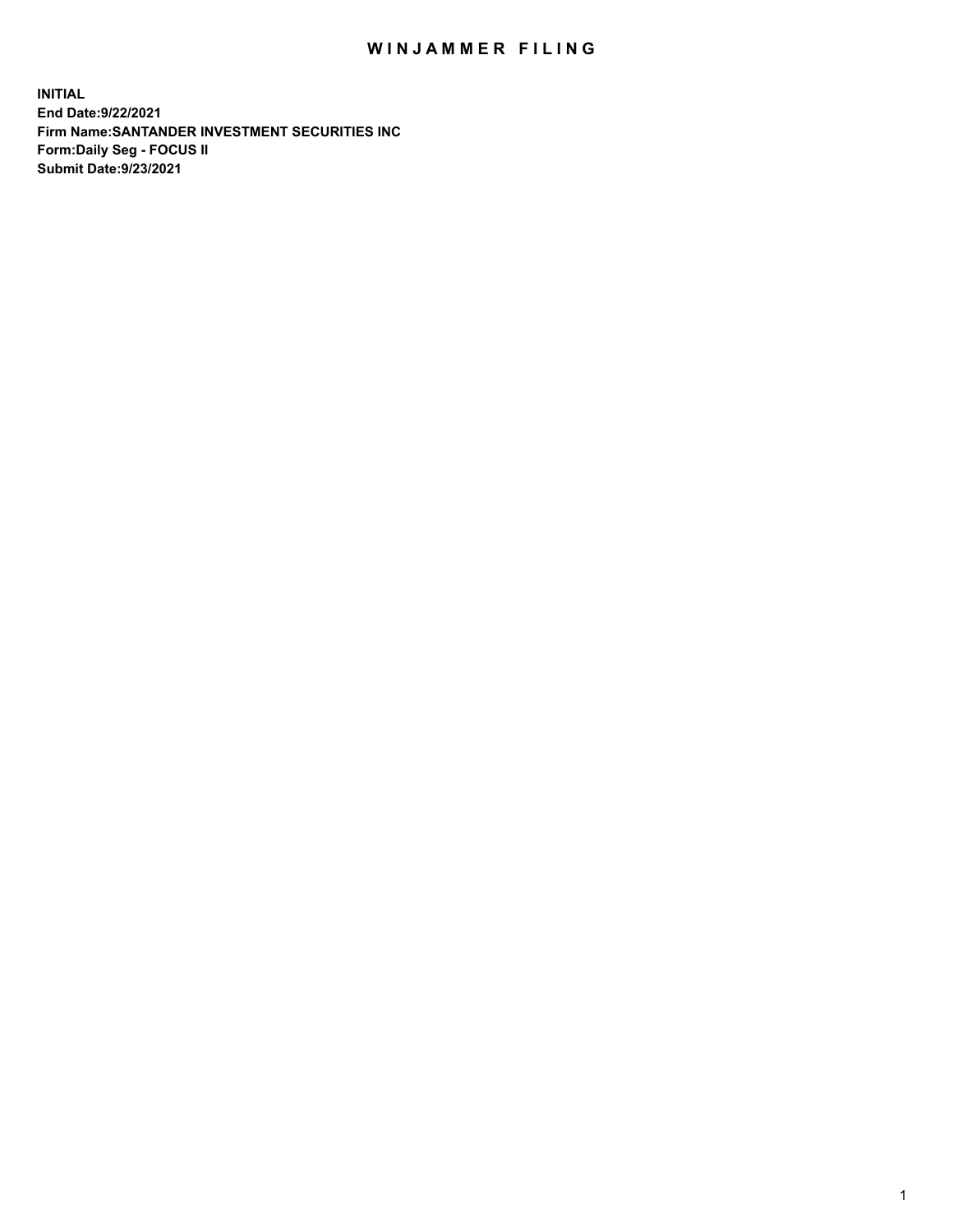# WINJAMMER FILING

**INITIAL**
**End Date:9/22/2021**
**Firm Name:SANTANDER INVESTMENT SECURITIES INC**
**Form:Daily Seg - FOCUS II**
**Submit Date:9/23/2021**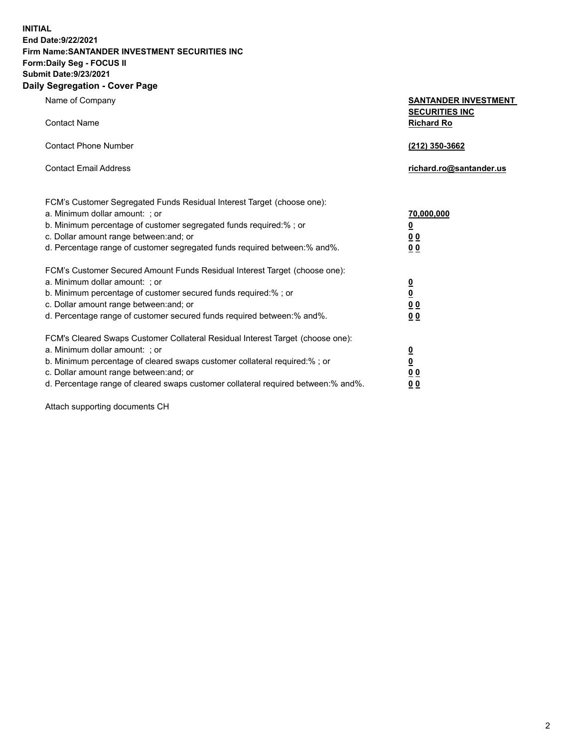**INITIAL**
**End Date:9/22/2021**
**Firm Name:SANTANDER INVESTMENT SECURITIES INC**
**Form:Daily Seg - FOCUS II**
**Submit Date:9/23/2021**

## Daily Segregation - Cover Page

| | |
|---|---|
| Name of Company | **SANTANDER INVESTMENT SECURITIES INC** |
| Contact Name | **Richard Ro** |
| Contact Phone Number | **(212) 350-3662** |
| Contact Email Address | **richard.ro@santander.us** |

| | |
|---|---|
| FCM's Customer Segregated Funds Residual Interest Target (choose one): | |
| a. Minimum dollar amount: ; or | **70,000,000** |
| b. Minimum percentage of customer segregated funds required:% ; or | **0** |
| c. Dollar amount range between:and; or | **0 0** |
| d. Percentage range of customer segregated funds required between:% and%. | **0 0** |

| | |
|---|---|
| FCM's Customer Secured Amount Funds Residual Interest Target (choose one): | |
| a. Minimum dollar amount: ; or | **0** |
| b. Minimum percentage of customer secured funds required:% ; or | **0** |
| c. Dollar amount range between:and; or | **0 0** |
| d. Percentage range of customer secured funds required between:% and%. | **0 0** |

| | |
|---|---|
| FCM's Cleared Swaps Customer Collateral Residual Interest Target (choose one): | |
| a. Minimum dollar amount: ; or | **0** |
| b. Minimum percentage of cleared swaps customer collateral required:% ; or | **0** |
| c. Dollar amount range between:and; or | **0 0** |
| d. Percentage range of cleared swaps customer collateral required between:% and%. | **0 0** |

Attach supporting documents CH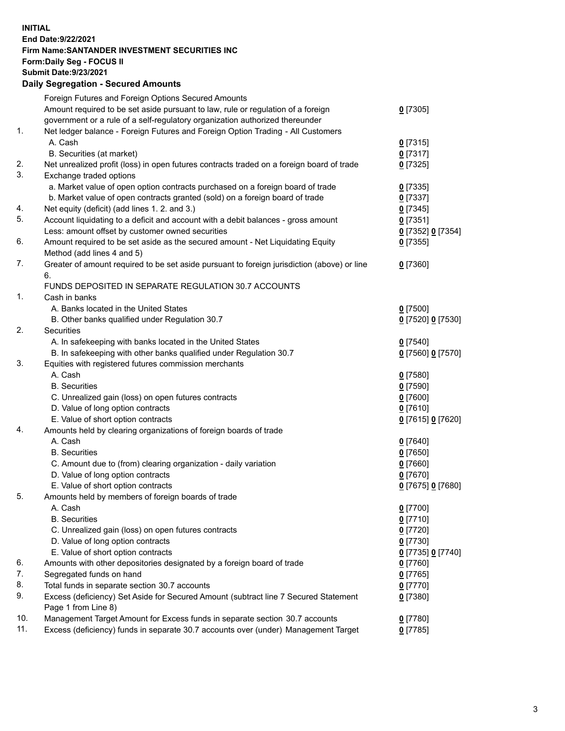**INITIAL**
**End Date:9/22/2021**
**Firm Name:SANTANDER INVESTMENT SECURITIES INC**
**Form:Daily Seg - FOCUS II**
**Submit Date:9/23/2021**

**Daily Segregation - Secured Amounts**

| | | |
|---|---|---|
| | Foreign Futures and Foreign Options Secured Amounts | |
| | Amount required to be set aside pursuant to law, rule or regulation of a foreign government or a rule of a self-regulatory organization authorized thereunder | 0 [7305] |
| 1. | Net ledger balance - Foreign Futures and Foreign Option Trading - All Customers | |
| | A. Cash | 0 [7315] |
| | B. Securities (at market) | 0 [7317] |
| 2. | Net unrealized profit (loss) in open futures contracts traded on a foreign board of trade | 0 [7325] |
| 3. | Exchange traded options | |
| | a. Market value of open option contracts purchased on a foreign board of trade | 0 [7335] |
| | b. Market value of open contracts granted (sold) on a foreign board of trade | 0 [7337] |
| 4. | Net equity (deficit) (add lines 1. 2. and 3.) | 0 [7345] |
| 5. | Account liquidating to a deficit and account with a debit balances - gross amount | 0 [7351] |
| | Less: amount offset by customer owned securities | 0 [7352] 0 [7354] |
| 6. | Amount required to be set aside as the secured amount - Net Liquidating Equity Method (add lines 4 and 5) | 0 [7355] |
| 7. | Greater of amount required to be set aside pursuant to foreign jurisdiction (above) or line 6. | 0 [7360] |
| | FUNDS DEPOSITED IN SEPARATE REGULATION 30.7 ACCOUNTS | |
| 1. | Cash in banks | |
| | A. Banks located in the United States | 0 [7500] |
| | B. Other banks qualified under Regulation 30.7 | 0 [7520] 0 [7530] |
| 2. | Securities | |
| | A. In safekeeping with banks located in the United States | 0 [7540] |
| | B. In safekeeping with other banks qualified under Regulation 30.7 | 0 [7560] 0 [7570] |
| 3. | Equities with registered futures commission merchants | |
| | A. Cash | 0 [7580] |
| | B. Securities | 0 [7590] |
| | C. Unrealized gain (loss) on open futures contracts | 0 [7600] |
| | D. Value of long option contracts | 0 [7610] |
| | E. Value of short option contracts | 0 [7615] 0 [7620] |
| 4. | Amounts held by clearing organizations of foreign boards of trade | |
| | A. Cash | 0 [7640] |
| | B. Securities | 0 [7650] |
| | C. Amount due to (from) clearing organization - daily variation | 0 [7660] |
| | D. Value of long option contracts | 0 [7670] |
| | E. Value of short option contracts | 0 [7675] 0 [7680] |
| 5. | Amounts held by members of foreign boards of trade | |
| | A. Cash | 0 [7700] |
| | B. Securities | 0 [7710] |
| | C. Unrealized gain (loss) on open futures contracts | 0 [7720] |
| | D. Value of long option contracts | 0 [7730] |
| | E. Value of short option contracts | 0 [7735] 0 [7740] |
| 6. | Amounts with other depositories designated by a foreign board of trade | 0 [7760] |
| 7. | Segregated funds on hand | 0 [7765] |
| 8. | Total funds in separate section 30.7 accounts | 0 [7770] |
| 9. | Excess (deficiency) Set Aside for Secured Amount (subtract line 7 Secured Statement Page 1 from Line 8) | 0 [7380] |
| 10. | Management Target Amount for Excess funds in separate section 30.7 accounts | 0 [7780] |
| 11. | Excess (deficiency) funds in separate 30.7 accounts over (under) Management Target | 0 [7785] |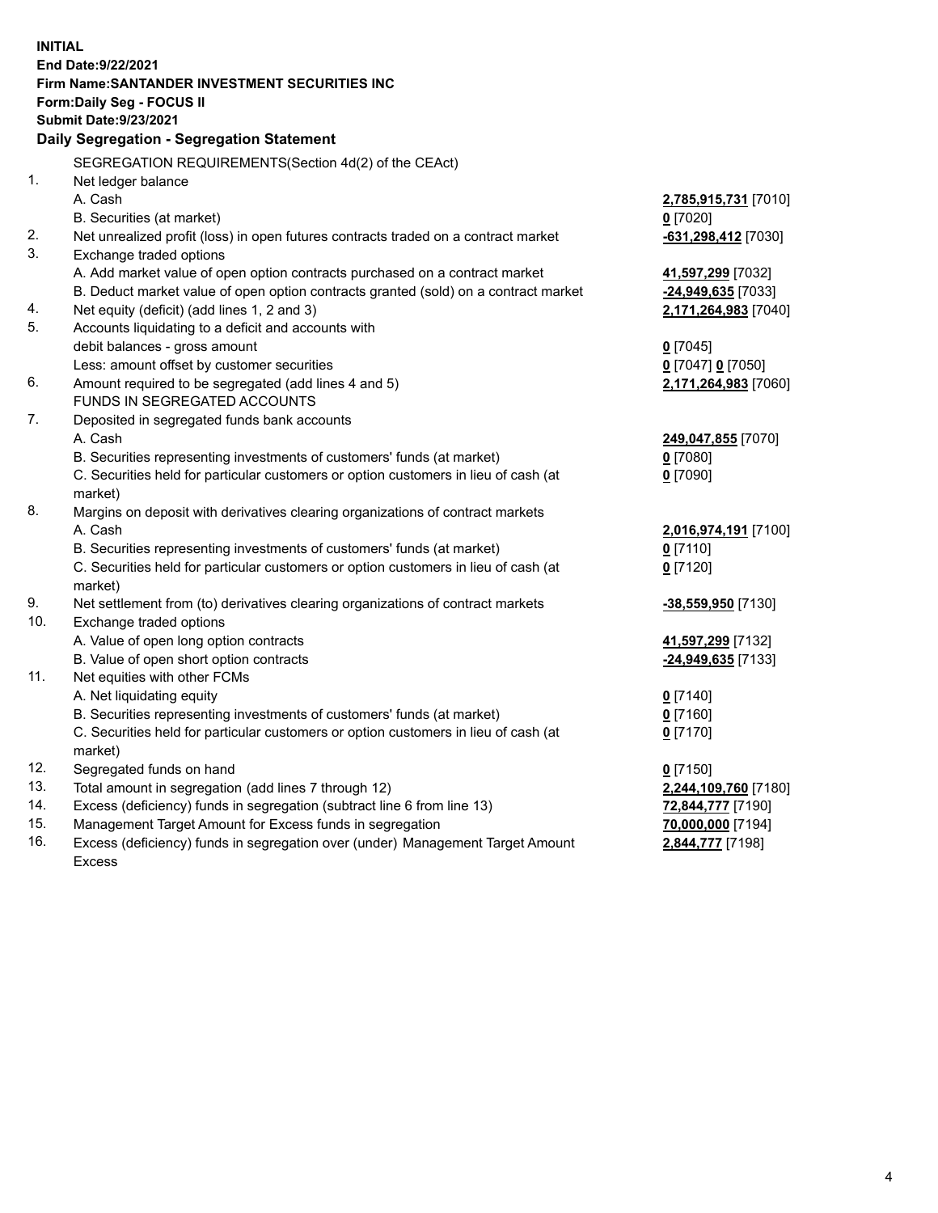**INITIAL**
**End Date:9/22/2021**
**Firm Name:SANTANDER INVESTMENT SECURITIES INC**
**Form:Daily Seg - FOCUS II**
**Submit Date:9/23/2021**

## Daily Segregation - Segregation Statement

SEGREGATION REQUIREMENTS(Section 4d(2) of the CEAct)

| | | |
|---|---|---|
| 1. | Net ledger balance | |
| | A. Cash | **2,785,915,731** [7010] |
| | B. Securities (at market) | **0** [7020] |
| 2. | Net unrealized profit (loss) in open futures contracts traded on a contract market | **-631,298,412** [7030] |
| 3. | Exchange traded options | |
| | A. Add market value of open option contracts purchased on a contract market | **41,597,299** [7032] |
| | B. Deduct market value of open option contracts granted (sold) on a contract market | **-24,949,635** [7033] |
| 4. | Net equity (deficit) (add lines 1, 2 and 3) | **2,171,264,983** [7040] |
| 5. | Accounts liquidating to a deficit and accounts with debit balances - gross amount | **0** [7045] |
| | Less: amount offset by customer securities | **0** [7047] **0** [7050] |
| 6. | Amount required to be segregated (add lines 4 and 5) | **2,171,264,983** [7060] |
| | FUNDS IN SEGREGATED ACCOUNTS | |
| 7. | Deposited in segregated funds bank accounts | |
| | A. Cash | **249,047,855** [7070] |
| | B. Securities representing investments of customers' funds (at market) | **0** [7080] |
| | C. Securities held for particular customers or option customers in lieu of cash (at market) | **0** [7090] |
| 8. | Margins on deposit with derivatives clearing organizations of contract markets | |
| | A. Cash | **2,016,974,191** [7100] |
| | B. Securities representing investments of customers' funds (at market) | **0** [7110] |
| | C. Securities held for particular customers or option customers in lieu of cash (at market) | **0** [7120] |
| 9. | Net settlement from (to) derivatives clearing organizations of contract markets | **-38,559,950** [7130] |
| 10. | Exchange traded options | |
| | A. Value of open long option contracts | **41,597,299** [7132] |
| | B. Value of open short option contracts | **-24,949,635** [7133] |
| 11. | Net equities with other FCMs | |
| | A. Net liquidating equity | **0** [7140] |
| | B. Securities representing investments of customers' funds (at market) | **0** [7160] |
| | C. Securities held for particular customers or option customers in lieu of cash (at market) | **0** [7170] |
| 12. | Segregated funds on hand | **0** [7150] |
| 13. | Total amount in segregation (add lines 7 through 12) | **2,244,109,760** [7180] |
| 14. | Excess (deficiency) funds in segregation (subtract line 6 from line 13) | **72,844,777** [7190] |
| 15. | Management Target Amount for Excess funds in segregation | **70,000,000** [7194] |
| 16. | Excess (deficiency) funds in segregation over (under) Management Target Amount Excess | **2,844,777** [7198] |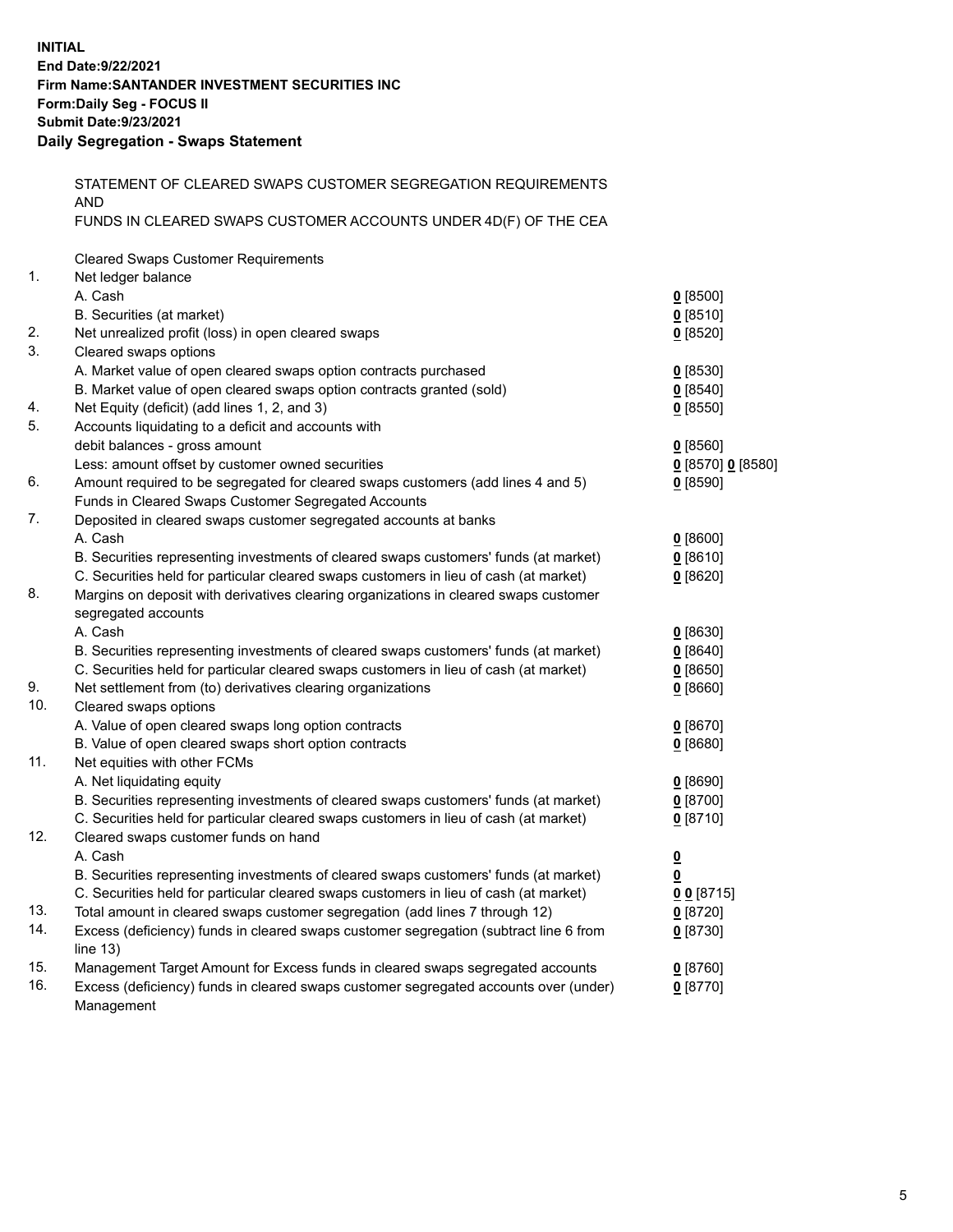**INITIAL**
**End Date:9/22/2021**
**Firm Name:SANTANDER INVESTMENT SECURITIES INC**
**Form:Daily Seg - FOCUS II**
**Submit Date:9/23/2021**
**Daily Segregation - Swaps Statement**

STATEMENT OF CLEARED SWAPS CUSTOMER SEGREGATION REQUIREMENTS AND FUNDS IN CLEARED SWAPS CUSTOMER ACCOUNTS UNDER 4D(F) OF THE CEA

| | | |
|---|---|---|
| | Cleared Swaps Customer Requirements | |
| 1. | Net ledger balance | |
| | A. Cash | 0 [8500] |
| | B. Securities (at market) | 0 [8510] |
| 2. | Net unrealized profit (loss) in open cleared swaps | 0 [8520] |
| 3. | Cleared swaps options | |
| | A. Market value of open cleared swaps option contracts purchased | 0 [8530] |
| | B. Market value of open cleared swaps option contracts granted (sold) | 0 [8540] |
| 4. | Net Equity (deficit) (add lines 1, 2, and 3) | 0 [8550] |
| 5. | Accounts liquidating to a deficit and accounts with debit balances - gross amount | 0 [8560] |
| | Less: amount offset by customer owned securities | 0 [8570] 0 [8580] |
| 6. | Amount required to be segregated for cleared swaps customers (add lines 4 and 5) | 0 [8590] |
| | Funds in Cleared Swaps Customer Segregated Accounts | |
| 7. | Deposited in cleared swaps customer segregated accounts at banks | |
| | A. Cash | 0 [8600] |
| | B. Securities representing investments of cleared swaps customers' funds (at market) | 0 [8610] |
| | C. Securities held for particular cleared swaps customers in lieu of cash (at market) | 0 [8620] |
| 8. | Margins on deposit with derivatives clearing organizations in cleared swaps customer segregated accounts | |
| | A. Cash | 0 [8630] |
| | B. Securities representing investments of cleared swaps customers' funds (at market) | 0 [8640] |
| | C. Securities held for particular cleared swaps customers in lieu of cash (at market) | 0 [8650] |
| 9. | Net settlement from (to) derivatives clearing organizations | 0 [8660] |
| 10. | Cleared swaps options | |
| | A. Value of open cleared swaps long option contracts | 0 [8670] |
| | B. Value of open cleared swaps short option contracts | 0 [8680] |
| 11. | Net equities with other FCMs | |
| | A. Net liquidating equity | 0 [8690] |
| | B. Securities representing investments of cleared swaps customers' funds (at market) | 0 [8700] |
| | C. Securities held for particular cleared swaps customers in lieu of cash (at market) | 0 [8710] |
| 12. | Cleared swaps customer funds on hand | |
| | A. Cash | 0 |
| | B. Securities representing investments of cleared swaps customers' funds (at market) | 0 |
| | C. Securities held for particular cleared swaps customers in lieu of cash (at market) | 0 0 [8715] |
| 13. | Total amount in cleared swaps customer segregation (add lines 7 through 12) | 0 [8720] |
| 14. | Excess (deficiency) funds in cleared swaps customer segregation (subtract line 6 from line 13) | 0 [8730] |
| 15. | Management Target Amount for Excess funds in cleared swaps segregated accounts | 0 [8760] |
| 16. | Excess (deficiency) funds in cleared swaps customer segregated accounts over (under) Management | 0 [8770] |